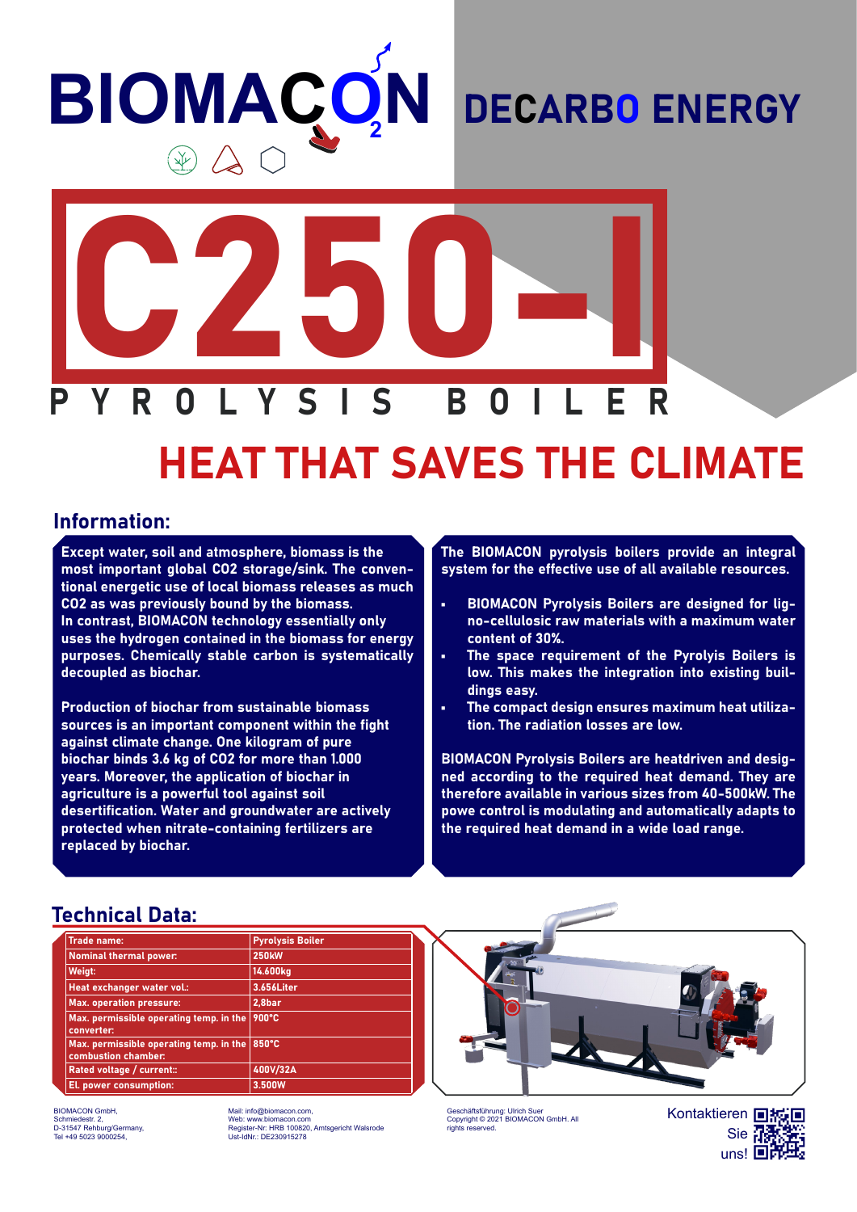# BIOMACON

## DECARBO ENERGY

# C250-I

## PYROLYSIS BOILER

## HEAT THAT SAVES THE CLIMATE

## Information:

**Except water, soil and atmosphere, biomass is the most important global CO2 storage/sink. The conventional energetic use of local biomass releases as much CO2 as was previously bound by the biomass. In contrast, BIOMACON technology essentially only uses the hydrogen contained in the biomass for energy purposes. Chemically stable carbon is systematically decoupled as biochar.**

**Production of biochar from sustainable biomass sources is an important component within the fight against climate change. One kilogram of pure biochar binds 3.6 kg of CO2 for more than 1.000 years. Moreover, the application of biochar in agriculture is a powerful tool against soil desertification. Water and groundwater are actively protected when nitrate-containing fertilizers are replaced by biochar.**

**The BIOMACON pyrolysis boilers provide an integral system for the effective use of all available resources.**

- **BIOMACON Pyrolysis Boilers are designed for ligno-cellulosic raw materials with a maximum water content of 30%.**
- **The space requirement of the Pyrolyis Boilers is low. This makes the integration into existing buildings easy.**
- **The compact design ensures maximum heat utilization. The radiation losses are low.**

**BIOMACON Pyrolysis Boilers are heatdriven and designed according to the required heat demand. They are therefore available in various sizes from 40-500kW. The powe control is modulating and automatically adapts to the required heat demand in a wide load range.**

## Technical Data:

| Trade name: | Pyrolysis Boiler |
|---|---|
| Nominal thermal power: | 250kW |
| Weigt: | 14.600kg |
| Heat exchanger water vol.: | 3.656Liter |
| Max. operation pressure: | 2,8bar |
| Max. permissible operating temp. in the converter: | 900°C |
| Max. permissible operating temp. in the combustion chamber: | 850°C |
| Rated voltage / current:: | 400V/32A |
| El. power consumption: | 3.500W |

BIOMACON GmbH,
Schmiedestr. 2,
D-31547 Rehburg/Germany,
Tel +49 5023 9000254,

Mail: info@biomacon.com,
Web: www.biomacon.com
Register-Nr: HRB 100820, Amtsgericht Walsrode
Ust-IdNr.: DE230915278

Geschäftsführung: Ulrich Suer
Copyright © 2021 BIOMACON GmbH. All rights reserved.

Kontaktieren Sie uns!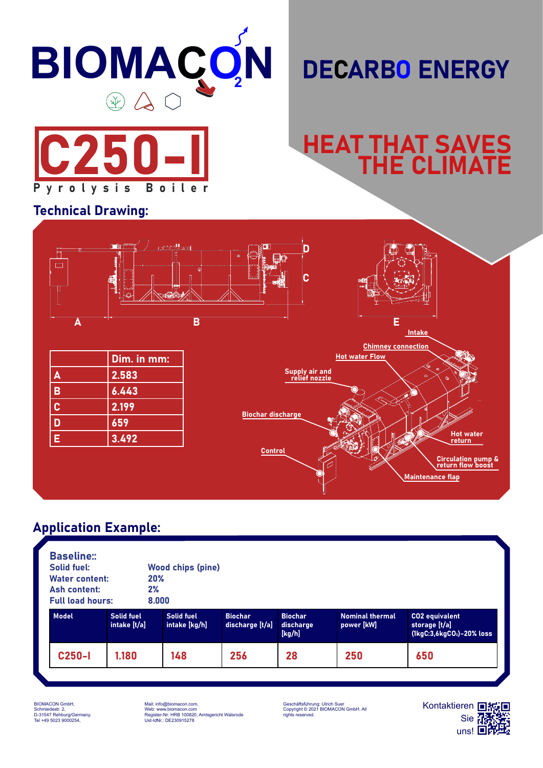# BIOMACON

## DECARBO ENERGY

## HEAT THAT SAVES THE CLIMATE

# C250-I

Pyrolysis Boiler

## Technical Drawing:

A
B
C
D
E

Intake
Chimney connection
Hot water Flow
Supply air and relief nozzle
Biochar discharge
Control
Hot water return
Circulation pump & return flow boost
Maintenance flap

| | Dim. in mm: |
|---|---|
| A | 2.583 |
| B | 6.443 |
| C | 2.199 |
| D | 659 |
| E | 3.492 |

## Application Example:

**Baseline::**

**Solid fuel:** Wood chips (pine)
**Water content:** 20%
**Ash content:** 2%
**Full load hours:** 8.000

| Model | Solid fuel intake [t/a] | Solid fuel intake [kg/h] | Biochar discharge [t/a] | Biochar discharge [kg/h] | Nominal thermal power [kW] | CO2 equivalent storage [t/a] (1kgC:3,6kg$CO_2$)-20% loss |
|---|---|---|---|---|---|---|
| C250-I | 1.180 | 148 | 256 | 28 | 250 | 650 |

BIOMACON GmbH,
Schmiedestr. 2,
D-31547 Rehburg/Germany,
Tel +49 5023 9000254,

Mail: info@biomacon.com,
Web: www.biomacon.com
Register-Nr: HRB 100820, Amtsgericht Walsrode
Ust-IdNr.: DE230915278

Geschäftsführung: Ulrich Suer
Copyright © 2021 BIOMACON GmbH. All rights reserved.

Kontaktieren Sie uns!